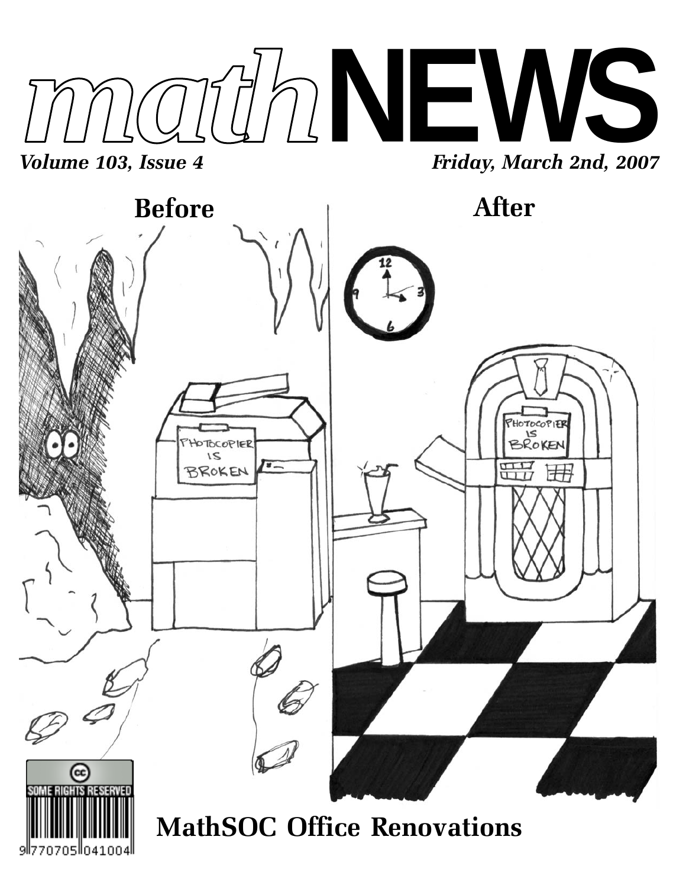# mathNEWS

*Volume 103, Issue 4* *Friday, March 2nd, 2007*

**Before** **After**

PHOTOCOPIER IS BROKEN

PHOTOCOPIER IS BROKEN

SOME RIGHTS RESERVED

9770705041004

## MathSOC Office Renovations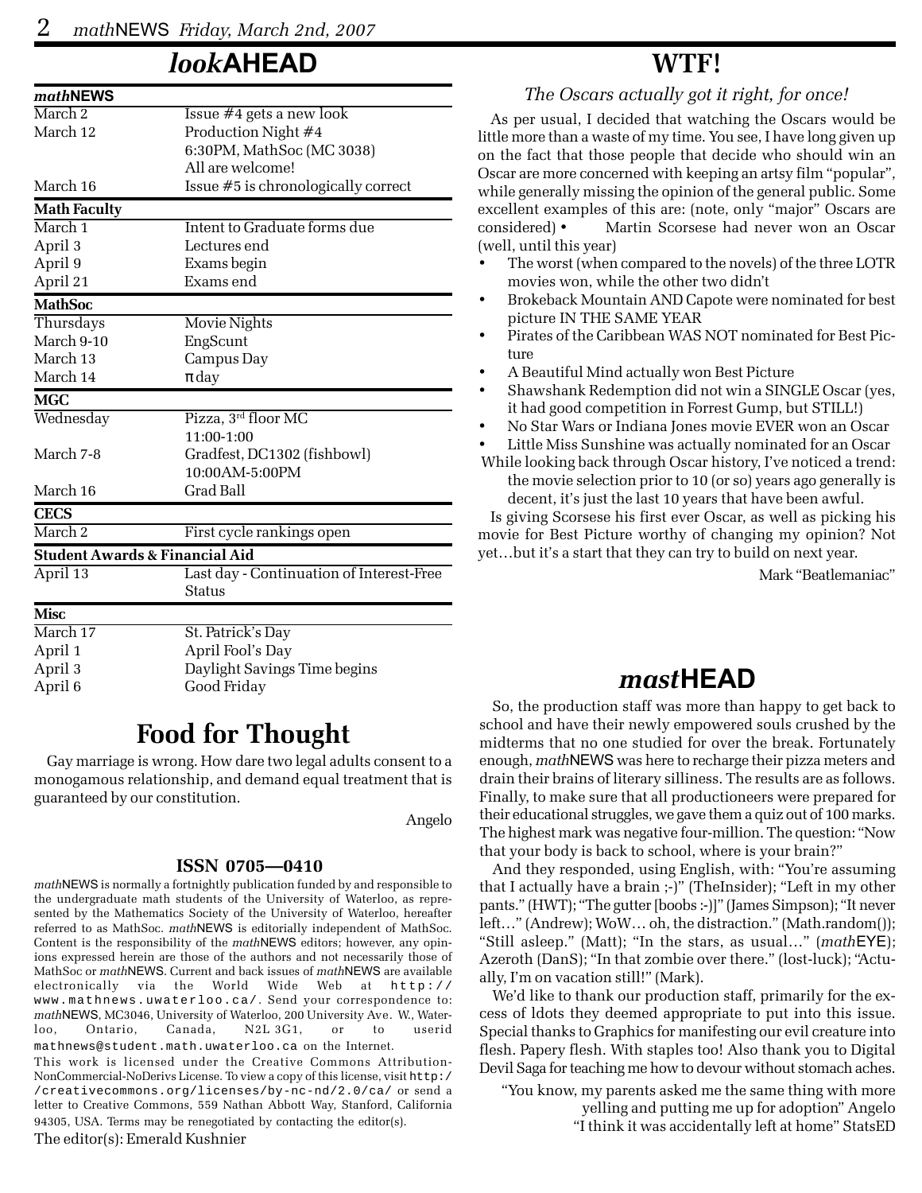## *look*AHEAD

| *math*NEWS | |
|---|---|
| March 2 | Issue #4 gets a new look |
| March 12 | Production Night #4<br>6:30PM, MathSoc (MC 3038)<br>All are welcome! |
| March 16 | Issue #5 is chronologically correct |
| **Math Faculty** | |
| March 1 | Intent to Graduate forms due |
| April 3 | Lectures end |
| April 9 | Exams begin |
| April 21 | Exams end |
| **MathSoc** | |
| Thursdays | Movie Nights |
| March 9-10 | EngScunt |
| March 13 | Campus Day |
| March 14 | π day |
| **MGC** | |
| Wednesday | Pizza, 3rd floor MC<br>11:00-1:00 |
| March 7-8 | Gradfest, DC1302 (fishbowl)<br>10:00AM-5:00PM |
| March 16 | Grad Ball |
| **CECS** | |
| March 2 | First cycle rankings open |
| **Student Awards & Financial Aid** | |
| April 13 | Last day - Continuation of Interest-Free Status |
| **Misc** | |
| March 17 | St. Patrick's Day |
| April 1 | April Fool's Day |
| April 3 | Daylight Savings Time begins |
| April 6 | Good Friday |

## Food for Thought

Gay marriage is wrong. How dare two legal adults consent to a monogamous relationship, and demand equal treatment that is guaranteed by our constitution.

Angelo

### ISSN 0705—0410

*math*NEWS is normally a fortnightly publication funded by and responsible to the undergraduate math students of the University of Waterloo, as represented by the Mathematics Society of the University of Waterloo, hereafter referred to as MathSoc. *math*NEWS is editorially independent of MathSoc. Content is the responsibility of the *math*NEWS editors; however, any opinions expressed herein are those of the authors and not necessarily those of MathSoc or *math*NEWS. Current and back issues of *math*NEWS are available electronically via the World Wide Web at http://www.mathnews.uwaterloo.ca/. Send your correspondence to: *math*NEWS, MC3046, University of Waterloo, 200 University Ave. W., Waterloo, Ontario, Canada, N2L 3G1, or to userid mathnews@student.math.uwaterloo.ca on the Internet.

This work is licensed under the Creative Commons Attribution-NonCommercial-NoDerivs License. To view a copy of this license, visit http://creativecommons.org/licenses/by-nc-nd/2.0/ca/ or send a letter to Creative Commons, 559 Nathan Abbott Way, Stanford, California 94305, USA. Terms may be renegotiated by contacting the editor(s).

The editor(s): Emerald Kushnier

## WTF!

*The Oscars actually got it right, for once!*

As per usual, I decided that watching the Oscars would be little more than a waste of my time. You see, I have long given up on the fact that those people that decide who should win an Oscar are more concerned with keeping an artsy film "popular", while generally missing the opinion of the general public. Some excellent examples of this are: (note, only "major" Oscars are considered)

- Martin Scorsese had never won an Oscar (well, until this year)
- The worst (when compared to the novels) of the three LOTR movies won, while the other two didn't
- Brokeback Mountain AND Capote were nominated for best picture IN THE SAME YEAR
- Pirates of the Caribbean WAS NOT nominated for Best Picture
- A Beautiful Mind actually won Best Picture
- Shawshank Redemption did not win a SINGLE Oscar (yes, it had good competition in Forrest Gump, but STILL!)
- No Star Wars or Indiana Jones movie EVER won an Oscar
- Little Miss Sunshine was actually nominated for an Oscar

While looking back through Oscar history, I've noticed a trend: the movie selection prior to 10 (or so) years ago generally is decent, it's just the last 10 years that have been awful.

Is giving Scorsese his first ever Oscar, as well as picking his movie for Best Picture worthy of changing my opinion? Not yet…but it's a start that they can try to build on next year.

Mark "Beatlemaniac"

## *mast*HEAD

So, the production staff was more than happy to get back to school and have their newly empowered souls crushed by the midterms that no one studied for over the break. Fortunately enough, *math*NEWS was here to recharge their pizza meters and drain their brains of literary silliness. The results are as follows. Finally, to make sure that all productioneers were prepared for their educational struggles, we gave them a quiz out of 100 marks. The highest mark was negative four-million. The question: "Now that your body is back to school, where is your brain?"

And they responded, using English, with: "You're assuming that I actually have a brain ;-)" (TheInsider); "Left in my other pants." (HWT); "The gutter [boobs :-)]" (James Simpson); "It never left…" (Andrew); WoW… oh, the distraction." (Math.random()); "Still asleep." (Matt); "In the stars, as usual…" (*math*EYE); Azeroth (DanS); "In that zombie over there." (lost-luck); "Actually, I'm on vacation still!" (Mark).

We'd like to thank our production staff, primarily for the excess of ldots they deemed appropriate to put into this issue. Special thanks to Graphics for manifesting our evil creature into flesh. Papery flesh. With staples too! Also thank you to Digital Devil Saga for teaching me how to devour without stomach aches.

"You know, my parents asked me the same thing with more yelling and putting me up for adoption" Angelo

"I think it was accidentally left at home" StatsED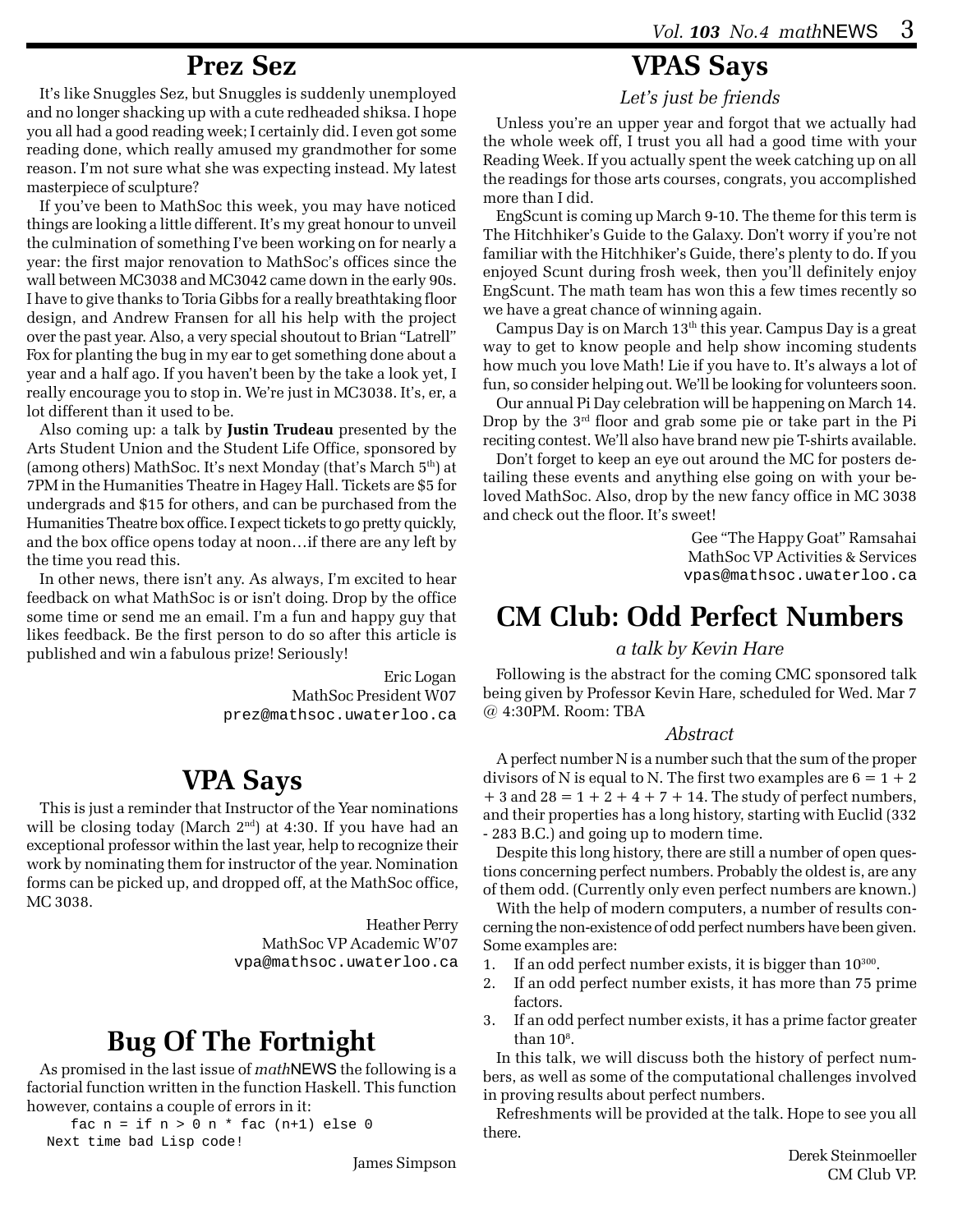## Prez Sez

It's like Snuggles Sez, but Snuggles is suddenly unemployed and no longer shacking up with a cute redheaded shiksa. I hope you all had a good reading week; I certainly did. I even got some reading done, which really amused my grandmother for some reason. I'm not sure what she was expecting instead. My latest masterpiece of sculpture?

If you've been to MathSoc this week, you may have noticed things are looking a little different. It's my great honour to unveil the culmination of something I've been working on for nearly a year: the first major renovation to MathSoc's offices since the wall between MC3038 and MC3042 came down in the early 90s. I have to give thanks to Toria Gibbs for a really breathtaking floor design, and Andrew Fransen for all his help with the project over the past year. Also, a very special shoutout to Brian "Latrell" Fox for planting the bug in my ear to get something done about a year and a half ago. If you haven't been by the take a look yet, I really encourage you to stop in. We're just in MC3038. It's, er, a lot different than it used to be.

Also coming up: a talk by **Justin Trudeau** presented by the Arts Student Union and the Student Life Office, sponsored by (among others) MathSoc. It's next Monday (that's March 5th) at 7PM in the Humanities Theatre in Hagey Hall. Tickets are $5 for undergrads and $15 for others, and can be purchased from the Humanities Theatre box office. I expect tickets to go pretty quickly, and the box office opens today at noon…if there are any left by the time you read this.

In other news, there isn't any. As always, I'm excited to hear feedback on what MathSoc is or isn't doing. Drop by the office some time or send me an email. I'm a fun and happy guy that likes feedback. Be the first person to do so after this article is published and win a fabulous prize! Seriously!

Eric Logan
MathSoc President W07
prez@mathsoc.uwaterloo.ca

## VPA Says

This is just a reminder that Instructor of the Year nominations will be closing today (March 2nd) at 4:30. If you have had an exceptional professor within the last year, help to recognize their work by nominating them for instructor of the year. Nomination forms can be picked up, and dropped off, at the MathSoc office, MC 3038.

Heather Perry
MathSoc VP Academic W'07
vpa@mathsoc.uwaterloo.ca

## Bug Of The Fortnight

As promised in the last issue of *math*NEWS the following is a factorial function written in the function Haskell. This function however, contains a couple of errors in it:

```
fac n = if n > 0 n * fac (n+1) else 0
```

Next time bad Lisp code!

James Simpson

## VPAS Says

*Let's just be friends*

Unless you're an upper year and forgot that we actually had the whole week off, I trust you all had a good time with your Reading Week. If you actually spent the week catching up on all the readings for those arts courses, congrats, you accomplished more than I did.

EngScunt is coming up March 9-10. The theme for this term is The Hitchhiker's Guide to the Galaxy. Don't worry if you're not familiar with the Hitchhiker's Guide, there's plenty to do. If you enjoyed Scunt during frosh week, then you'll definitely enjoy EngScunt. The math team has won this a few times recently so we have a great chance of winning again.

Campus Day is on March 13th this year. Campus Day is a great way to get to know people and help show incoming students how much you love Math! Lie if you have to. It's always a lot of fun, so consider helping out. We'll be looking for volunteers soon.

Our annual Pi Day celebration will be happening on March 14. Drop by the 3rd floor and grab some pie or take part in the Pi reciting contest. We'll also have brand new pie T-shirts available.

Don't forget to keep an eye out around the MC for posters detailing these events and anything else going on with your beloved MathSoc. Also, drop by the new fancy office in MC 3038 and check out the floor. It's sweet!

Gee "The Happy Goat" Ramsahai
MathSoc VP Activities & Services
vpas@mathsoc.uwaterloo.ca

## CM Club: Odd Perfect Numbers

*a talk by Kevin Hare*

Following is the abstract for the coming CMC sponsored talk being given by Professor Kevin Hare, scheduled for Wed. Mar 7 @ 4:30PM. Room: TBA

### *Abstract*

A perfect number N is a number such that the sum of the proper divisors of N is equal to N. The first two examples are $6 = 1 + 2 + 3$ and $28 = 1 + 2 + 4 + 7 + 14$. The study of perfect numbers, and their properties has a long history, starting with Euclid (332 - 283 B.C.) and going up to modern time.

Despite this long history, there are still a number of open questions concerning perfect numbers. Probably the oldest is, are any of them odd. (Currently only even perfect numbers are known.)

With the help of modern computers, a number of results concerning the non-existence of odd perfect numbers have been given. Some examples are:

1. If an odd perfect number exists, it is bigger than $10^{300}$.
2. If an odd perfect number exists, it has more than 75 prime factors.
3. If an odd perfect number exists, it has a prime factor greater than $10^8$.

In this talk, we will discuss both the history of perfect numbers, as well as some of the computational challenges involved in proving results about perfect numbers.

Refreshments will be provided at the talk. Hope to see you all there.

Derek Steinmoeller
CM Club VP.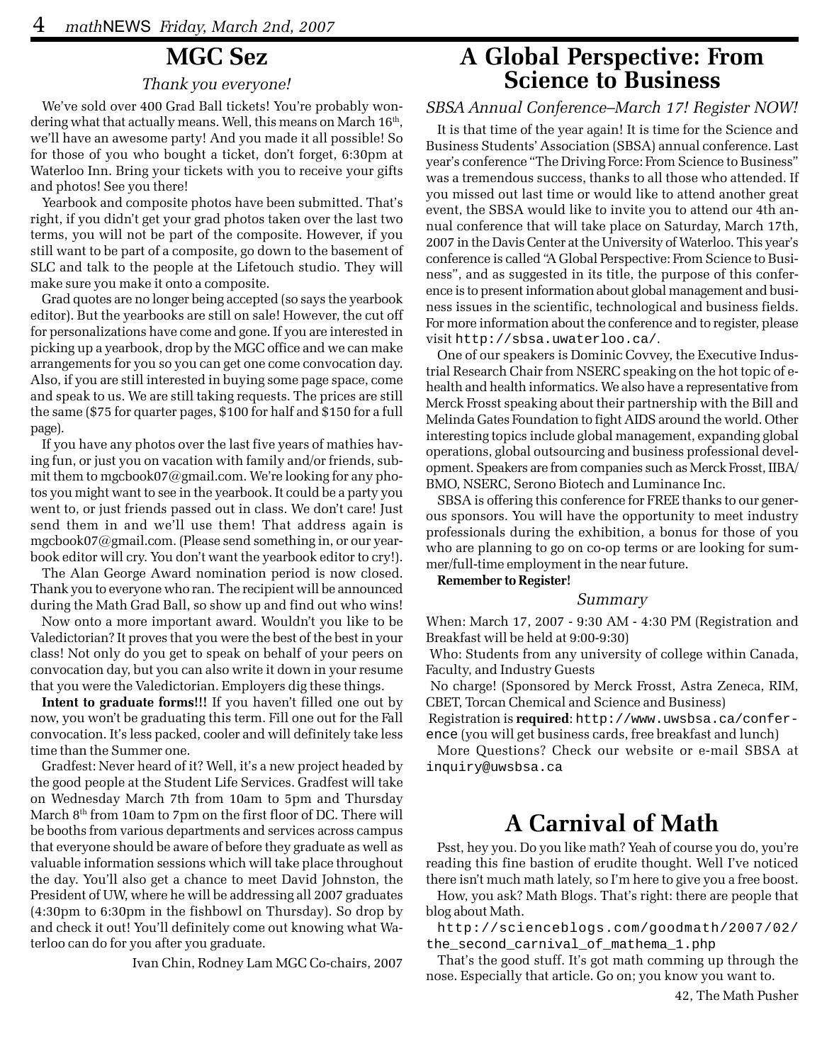## MGC Sez

*Thank you everyone!*

We've sold over 400 Grad Ball tickets! You're probably wondering what that actually means. Well, this means on March 16th, we'll have an awesome party! And you made it all possible! So for those of you who bought a ticket, don't forget, 6:30pm at Waterloo Inn. Bring your tickets with you to receive your gifts and photos! See you there!

Yearbook and composite photos have been submitted. That's right, if you didn't get your grad photos taken over the last two terms, you will not be part of the composite. However, if you still want to be part of a composite, go down to the basement of SLC and talk to the people at the Lifetouch studio. They will make sure you make it onto a composite.

Grad quotes are no longer being accepted (so says the yearbook editor). But the yearbooks are still on sale! However, the cut off for personalizations have come and gone. If you are interested in picking up a yearbook, drop by the MGC office and we can make arrangements for you so you can get one come convocation day. Also, if you are still interested in buying some page space, come and speak to us. We are still taking requests. The prices are still the same ($75 for quarter pages, $100 for half and $150 for a full page).

If you have any photos over the last five years of mathies having fun, or just you on vacation with family and/or friends, submit them to mgcbook07@gmail.com. We're looking for any photos you might want to see in the yearbook. It could be a party you went to, or just friends passed out in class. We don't care! Just send them in and we'll use them! That address again is mgcbook07@gmail.com. (Please send something in, or our yearbook editor will cry. You don't want the yearbook editor to cry!).

The Alan George Award nomination period is now closed. Thank you to everyone who ran. The recipient will be announced during the Math Grad Ball, so show up and find out who wins!

Now onto a more important award. Wouldn't you like to be Valedictorian? It proves that you were the best of the best in your class! Not only do you get to speak on behalf of your peers on convocation day, but you can also write it down in your resume that you were the Valedictorian. Employers dig these things.

**Intent to graduate forms!!!** If you haven't filled one out by now, you won't be graduating this term. Fill one out for the Fall convocation. It's less packed, cooler and will definitely take less time than the Summer one.

Gradfest: Never heard of it? Well, it's a new project headed by the good people at the Student Life Services. Gradfest will take on Wednesday March 7th from 10am to 5pm and Thursday March 8th from 10am to 7pm on the first floor of DC. There will be booths from various departments and services across campus that everyone should be aware of before they graduate as well as valuable information sessions which will take place throughout the day. You'll also get a chance to meet David Johnston, the President of UW, where he will be addressing all 2007 graduates (4:30pm to 6:30pm in the fishbowl on Thursday). So drop by and check it out! You'll definitely come out knowing what Waterloo can do for you after you graduate.

Ivan Chin, Rodney Lam MGC Co-chairs, 2007

## A Global Perspective: From Science to Business

*SBSA Annual Conference–March 17! Register NOW!*

It is that time of the year again! It is time for the Science and Business Students' Association (SBSA) annual conference. Last year's conference "The Driving Force: From Science to Business" was a tremendous success, thanks to all those who attended. If you missed out last time or would like to attend another great event, the SBSA would like to invite you to attend our 4th annual conference that will take place on Saturday, March 17th, 2007 in the Davis Center at the University of Waterloo. This year's conference is called "A Global Perspective: From Science to Business", and as suggested in its title, the purpose of this conference is to present information about global management and business issues in the scientific, technological and business fields. For more information about the conference and to register, please visit `http://sbsa.uwaterloo.ca/`.

One of our speakers is Dominic Covvey, the Executive Industrial Research Chair from NSERC speaking on the hot topic of e-health and health informatics. We also have a representative from Merck Frosst speaking about their partnership with the Bill and Melinda Gates Foundation to fight AIDS around the world. Other interesting topics include global management, expanding global operations, global outsourcing and business professional development. Speakers are from companies such as Merck Frosst, IIBA/BMO, NSERC, Serono Biotech and Luminance Inc.

SBSA is offering this conference for FREE thanks to our generous sponsors. You will have the opportunity to meet industry professionals during the exhibition, a bonus for those of you who are planning to go on co-op terms or are looking for summer/full-time employment in the near future.

**Remember to Register!**

*Summary*

When: March 17, 2007 - 9:30 AM - 4:30 PM (Registration and Breakfast will be held at 9:00-9:30)

Who: Students from any university of college within Canada, Faculty, and Industry Guests

No charge! (Sponsored by Merck Frosst, Astra Zeneca, RIM, CBET, Torcan Chemical and Science and Business)

Registration is **required**: `http://www.uwsbsa.ca/conference` (you will get business cards, free breakfast and lunch)

More Questions? Check our website or e-mail SBSA at `inquiry@uwsbsa.ca`

## A Carnival of Math

Psst, hey you. Do you like math? Yeah of course you do, you're reading this fine bastion of erudite thought. Well I've noticed there isn't much math lately, so I'm here to give you a free boost.

How, you ask? Math Blogs. That's right: there are people that blog about Math.

`http://scienceblogs.com/goodmath/2007/02/the_second_carnival_of_mathema_1.php`

That's the good stuff. It's got math comming up through the nose. Especially that article. Go on; you know you want to.

42, The Math Pusher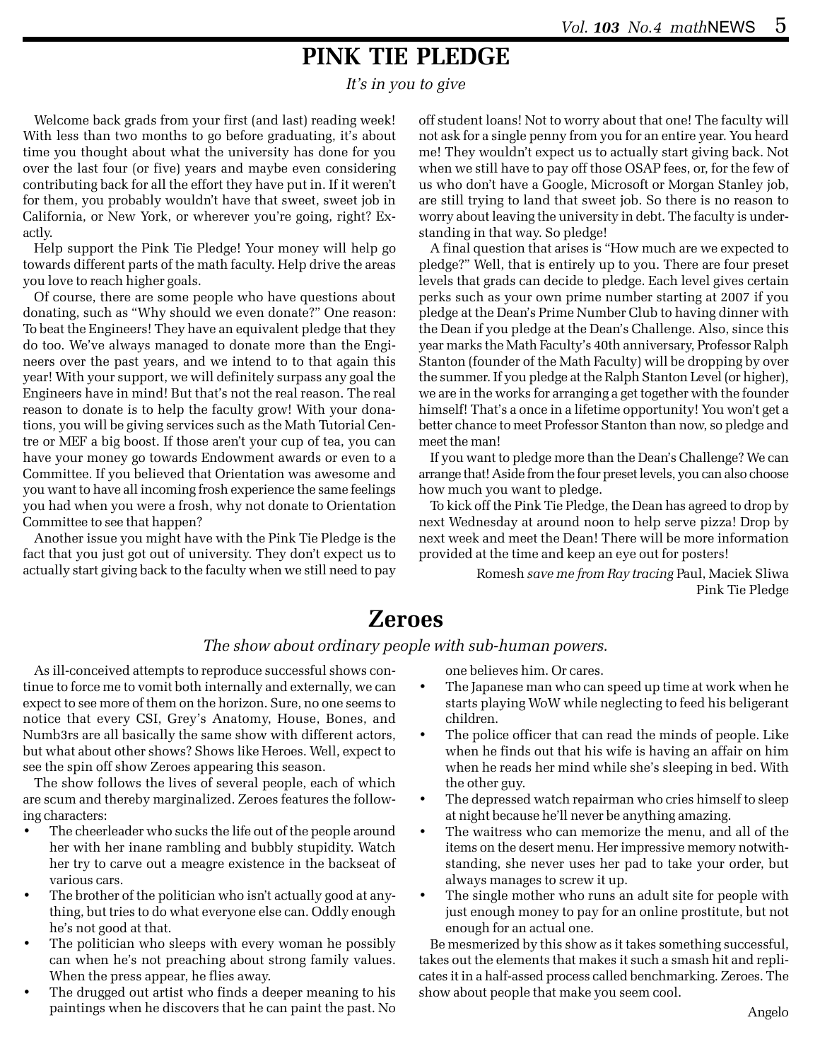# PINK TIE PLEDGE

*It's in you to give*

Welcome back grads from your first (and last) reading week! With less than two months to go before graduating, it's about time you thought about what the university has done for you over the last four (or five) years and maybe even considering contributing back for all the effort they have put in. If it weren't for them, you probably wouldn't have that sweet, sweet job in California, or New York, or wherever you're going, right? Exactly.

Help support the Pink Tie Pledge! Your money will help go towards different parts of the math faculty. Help drive the areas you love to reach higher goals.

Of course, there are some people who have questions about donating, such as "Why should we even donate?" One reason: To beat the Engineers! They have an equivalent pledge that they do too. We've always managed to donate more than the Engineers over the past years, and we intend to to that again this year! With your support, we will definitely surpass any goal the Engineers have in mind! But that's not the real reason. The real reason to donate is to help the faculty grow! With your donations, you will be giving services such as the Math Tutorial Centre or MEF a big boost. If those aren't your cup of tea, you can have your money go towards Endowment awards or even to a Committee. If you believed that Orientation was awesome and you want to have all incoming frosh experience the same feelings you had when you were a frosh, why not donate to Orientation Committee to see that happen?

Another issue you might have with the Pink Tie Pledge is the fact that you just got out of university. They don't expect us to actually start giving back to the faculty when we still need to pay off student loans! Not to worry about that one! The faculty will not ask for a single penny from you for an entire year. You heard me! They wouldn't expect us to actually start giving back. Not when we still have to pay off those OSAP fees, or, for the few of us who don't have a Google, Microsoft or Morgan Stanley job, are still trying to land that sweet job. So there is no reason to worry about leaving the university in debt. The faculty is understanding in that way. So pledge!

A final question that arises is "How much are we expected to pledge?" Well, that is entirely up to you. There are four preset levels that grads can decide to pledge. Each level gives certain perks such as your own prime number starting at 2007 if you pledge at the Dean's Prime Number Club to having dinner with the Dean if you pledge at the Dean's Challenge. Also, since this year marks the Math Faculty's 40th anniversary, Professor Ralph Stanton (founder of the Math Faculty) will be dropping by over the summer. If you pledge at the Ralph Stanton Level (or higher), we are in the works for arranging a get together with the founder himself! That's a once in a lifetime opportunity! You won't get a better chance to meet Professor Stanton than now, so pledge and meet the man!

If you want to pledge more than the Dean's Challenge? We can arrange that! Aside from the four preset levels, you can also choose how much you want to pledge.

To kick off the Pink Tie Pledge, the Dean has agreed to drop by next Wednesday at around noon to help serve pizza! Drop by next week and meet the Dean! There will be more information provided at the time and keep an eye out for posters!

Romesh *save me from Ray tracing* Paul, Maciek Sliwa
Pink Tie Pledge

# Zeroes

*The show about ordinary people with sub-human powers.*

As ill-conceived attempts to reproduce successful shows continue to force me to vomit both internally and externally, we can expect to see more of them on the horizon. Sure, no one seems to notice that every CSI, Grey's Anatomy, House, Bones, and Numb3rs are all basically the same show with different actors, but what about other shows? Shows like Heroes. Well, expect to see the spin off show Zeroes appearing this season.

The show follows the lives of several people, each of which are scum and thereby marginalized. Zeroes features the following characters:

- The cheerleader who sucks the life out of the people around her with her inane rambling and bubbly stupidity. Watch her try to carve out a meagre existence in the backseat of various cars.
- The brother of the politician who isn't actually good at anything, but tries to do what everyone else can. Oddly enough he's not good at that.
- The politician who sleeps with every woman he possibly can when he's not preaching about strong family values. When the press appear, he flies away.
- The drugged out artist who finds a deeper meaning to his paintings when he discovers that he can paint the past. No one believes him. Or cares.
- The Japanese man who can speed up time at work when he starts playing WoW while neglecting to feed his beligerant children.
- The police officer that can read the minds of people. Like when he finds out that his wife is having an affair on him when he reads her mind while she's sleeping in bed. With the other guy.
- The depressed watch repairman who cries himself to sleep at night because he'll never be anything amazing.
- The waitress who can memorize the menu, and all of the items on the desert menu. Her impressive memory notwithstanding, she never uses her pad to take your order, but always manages to screw it up.
- The single mother who runs an adult site for people with just enough money to pay for an online prostitute, but not enough for an actual one.

Be mesmerized by this show as it takes something successful, takes out the elements that makes it such a smash hit and replicates it in a half-assed process called benchmarking. Zeroes. The show about people that make you seem cool.

Angelo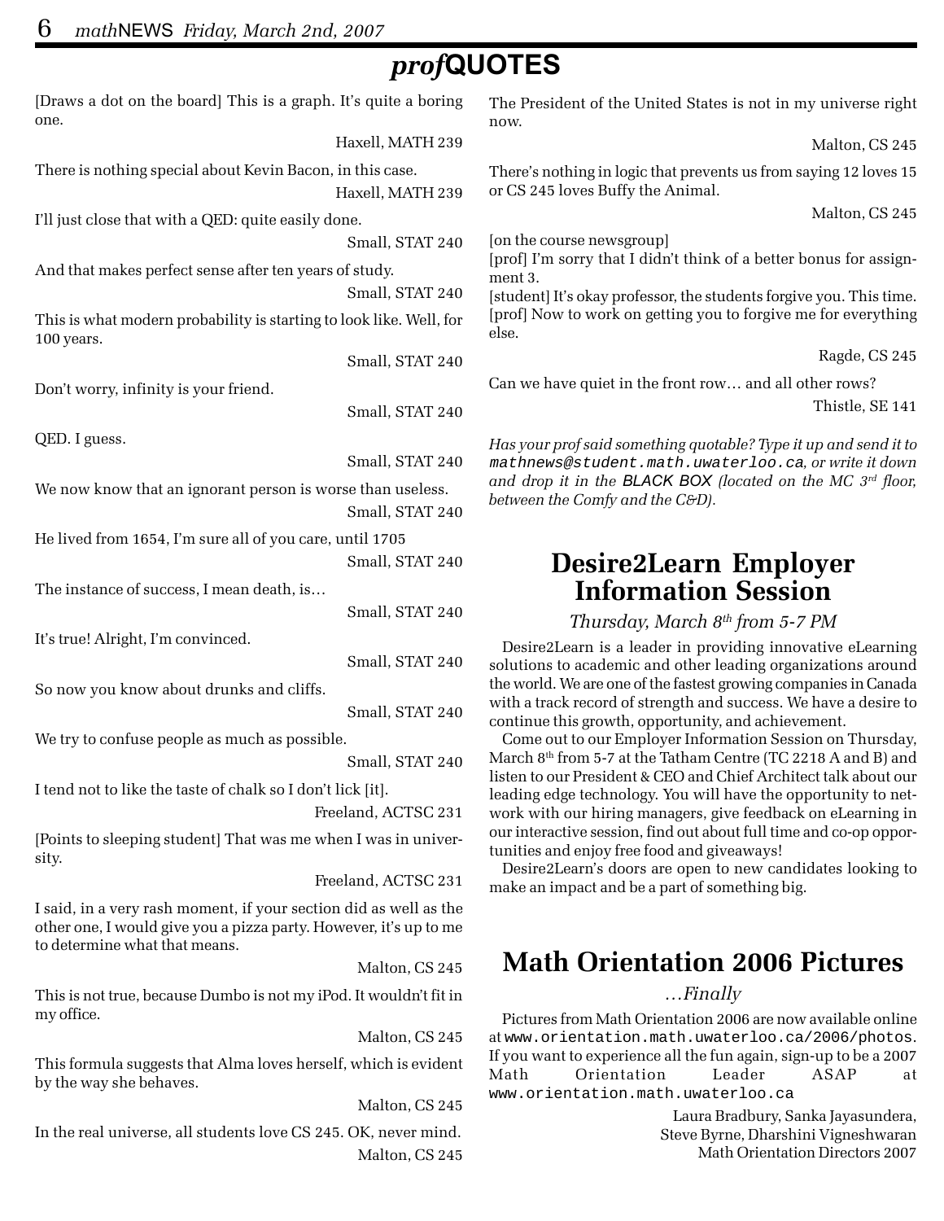# *prof*QUOTES

[Draws a dot on the board] This is a graph. It's quite a boring one.

Haxell, MATH 239

There is nothing special about Kevin Bacon, in this case.

Haxell, MATH 239

I'll just close that with a QED: quite easily done.

Small, STAT 240

And that makes perfect sense after ten years of study.

Small, STAT 240

This is what modern probability is starting to look like. Well, for 100 years.

Small, STAT 240

Don't worry, infinity is your friend.

Small, STAT 240

QED. I guess.

Small, STAT 240

We now know that an ignorant person is worse than useless.

Small, STAT 240

He lived from 1654, I'm sure all of you care, until 1705

Small, STAT 240

The instance of success, I mean death, is…

Small, STAT 240

It's true! Alright, I'm convinced.

Small, STAT 240

So now you know about drunks and cliffs.

Small, STAT 240

We try to confuse people as much as possible.

Small, STAT 240

I tend not to like the taste of chalk so I don't lick [it].

Freeland, ACTSC 231

[Points to sleeping student] That was me when I was in university.

Freeland, ACTSC 231

I said, in a very rash moment, if your section did as well as the other one, I would give you a pizza party. However, it's up to me to determine what that means.

Malton, CS 245

This is not true, because Dumbo is not my iPod. It wouldn't fit in my office.

Malton, CS 245

This formula suggests that Alma loves herself, which is evident by the way she behaves.

Malton, CS 245

In the real universe, all students love CS 245. OK, never mind.

Malton, CS 245

The President of the United States is not in my universe right now.

Malton, CS 245

There's nothing in logic that prevents us from saying 12 loves 15 or CS 245 loves Buffy the Animal.

Malton, CS 245

[on the course newsgroup]
[prof] I'm sorry that I didn't think of a better bonus for assignment 3.
[student] It's okay professor, the students forgive you. This time.
[prof] Now to work on getting you to forgive me for everything else.

Ragde, CS 245

Can we have quiet in the front row… and all other rows?

Thistle, SE 141

*Has your prof said something quotable? Type it up and send it to* `mathnews@student.math.uwaterloo.ca`*, or write it down and drop it in the* BLACK BOX *(located on the MC 3rd floor, between the Comfy and the C&D).*

## Desire2Learn Employer Information Session

*Thursday, March 8th from 5-7 PM*

Desire2Learn is a leader in providing innovative eLearning solutions to academic and other leading organizations around the world. We are one of the fastest growing companies in Canada with a track record of strength and success. We have a desire to continue this growth, opportunity, and achievement.

Come out to our Employer Information Session on Thursday, March 8th from 5-7 at the Tatham Centre (TC 2218 A and B) and listen to our President & CEO and Chief Architect talk about our leading edge technology. You will have the opportunity to network with our hiring managers, give feedback on eLearning in our interactive session, find out about full time and co-op opportunities and enjoy free food and giveaways!

Desire2Learn's doors are open to new candidates looking to make an impact and be a part of something big.

## Math Orientation 2006 Pictures

*…Finally*

Pictures from Math Orientation 2006 are now available online at `www.orientation.math.uwaterloo.ca/2006/photos`. If you want to experience all the fun again, sign-up to be a 2007 Math Orientation Leader ASAP at `www.orientation.math.uwaterloo.ca`

Laura Bradbury, Sanka Jayasundera,
Steve Byrne, Dharshini Vigneshwaran
Math Orientation Directors 2007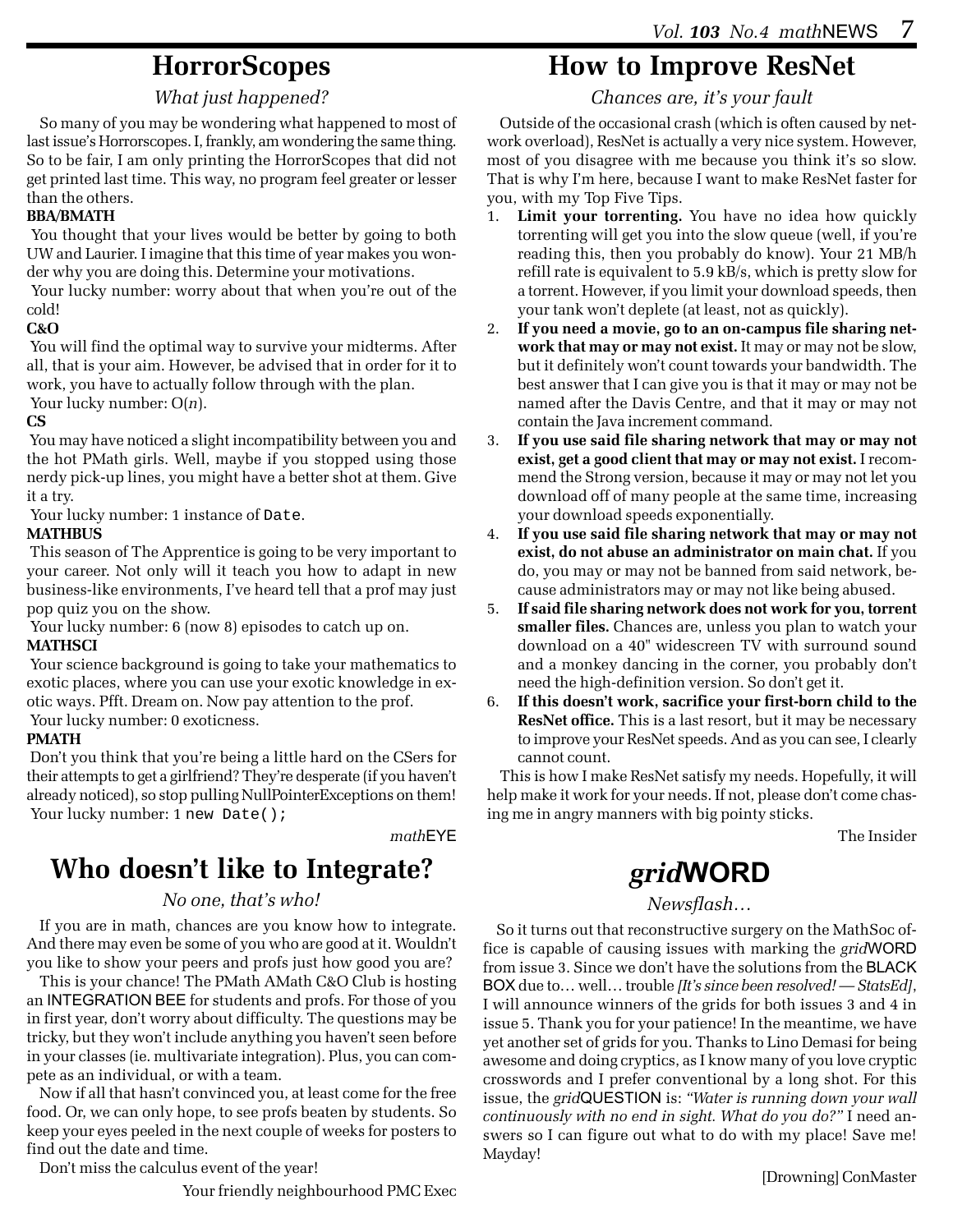# HorrorScopes

*What just happened?*

So many of you may be wondering what happened to most of last issue's Horrorscopes. I, frankly, am wondering the same thing. So to be fair, I am only printing the HorrorScopes that did not get printed last time. This way, no program feel greater or lesser than the others.

**BBA/BMATH**

You thought that your lives would be better by going to both UW and Laurier. I imagine that this time of year makes you wonder why you are doing this. Determine your motivations.

Your lucky number: worry about that when you're out of the cold!

**C&O**

You will find the optimal way to survive your midterms. After all, that is your aim. However, be advised that in order for it to work, you have to actually follow through with the plan.

Your lucky number: O($n$).

**CS**

You may have noticed a slight incompatibility between you and the hot PMath girls. Well, maybe if you stopped using those nerdy pick-up lines, you might have a better shot at them. Give it a try.

Your lucky number: 1 instance of `Date`.

**MATHBUS**

This season of The Apprentice is going to be very important to your career. Not only will it teach you how to adapt in new business-like environments, I've heard tell that a prof may just pop quiz you on the show.

Your lucky number: 6 (now 8) episodes to catch up on.

**MATHSCI**

Your science background is going to take your mathematics to exotic places, where you can use your exotic knowledge in exotic ways. Pfft. Dream on. Now pay attention to the prof.

Your lucky number: 0 exoticness.

**PMATH**

Don't you think that you're being a little hard on the CSers for their attempts to get a girlfriend? They're desperate (if you haven't already noticed), so stop pulling NullPointerExceptions on them!

Your lucky number: 1 `new Date();`

*math*EYE

# How to Improve ResNet

*Chances are, it's your fault*

Outside of the occasional crash (which is often caused by network overload), ResNet is actually a very nice system. However, most of you disagree with me because you think it's so slow. That is why I'm here, because I want to make ResNet faster for you, with my Top Five Tips.

1. **Limit your torrenting.** You have no idea how quickly torrenting will get you into the slow queue (well, if you're reading this, then you probably do know). Your 21 MB/h refill rate is equivalent to 5.9 kB/s, which is pretty slow for a torrent. However, if you limit your download speeds, then your tank won't deplete (at least, not as quickly).
2. **If you need a movie, go to an on-campus file sharing network that may or may not exist.** It may or may not be slow, but it definitely won't count towards your bandwidth. The best answer that I can give you is that it may or may not be named after the Davis Centre, and that it may or may not contain the Java increment command.
3. **If you use said file sharing network that may or may not exist, get a good client that may or may not exist.** I recommend the Strong version, because it may or may not let you download off of many people at the same time, increasing your download speeds exponentially.
4. **If you use said file sharing network that may or may not exist, do not abuse an administrator on main chat.** If you do, you may or may not be banned from said network, because administrators may or may not like being abused.
5. **If said file sharing network does not work for you, torrent smaller files.** Chances are, unless you plan to watch your download on a 40" widescreen TV with surround sound and a monkey dancing in the corner, you probably don't need the high-definition version. So don't get it.
6. **If this doesn't work, sacrifice your first-born child to the ResNet office.** This is a last resort, but it may be necessary to improve your ResNet speeds. And as you can see, I clearly cannot count.

This is how I make ResNet satisfy my needs. Hopefully, it will help make it work for your needs. If not, please don't come chasing me in angry manners with big pointy sticks.

The Insider

# Who doesn't like to Integrate?

*No one, that's who!*

If you are in math, chances are you know how to integrate. And there may even be some of you who are good at it. Wouldn't you like to show your peers and profs just how good you are?

This is your chance! The PMath AMath C&O Club is hosting an INTEGRATION BEE for students and profs. For those of you in first year, don't worry about difficulty. The questions may be tricky, but they won't include anything you haven't seen before in your classes (ie. multivariate integration). Plus, you can compete as an individual, or with a team.

Now if all that hasn't convinced you, at least come for the free food. Or, we can only hope, to see profs beaten by students. So keep your eyes peeled in the next couple of weeks for posters to find out the date and time.

Don't miss the calculus event of the year!

Your friendly neighbourhood PMC Exec

# *grid*WORD

*Newsflash…*

So it turns out that reconstructive surgery on the MathSoc office is capable of causing issues with marking the *grid*WORD from issue 3. Since we don't have the solutions from the BLACK BOX due to… well… trouble *[It's since been resolved! — StatsEd]*, I will announce winners of the grids for both issues 3 and 4 in issue 5. Thank you for your patience! In the meantime, we have yet another set of grids for you. Thanks to Lino Demasi for being awesome and doing cryptics, as I know many of you love cryptic crosswords and I prefer conventional by a long shot. For this issue, the *grid*QUESTION is: *"Water is running down your wall continuously with no end in sight. What do you do?"* I need answers so I can figure out what to do with my place! Save me! Mayday!

[Drowning] ConMaster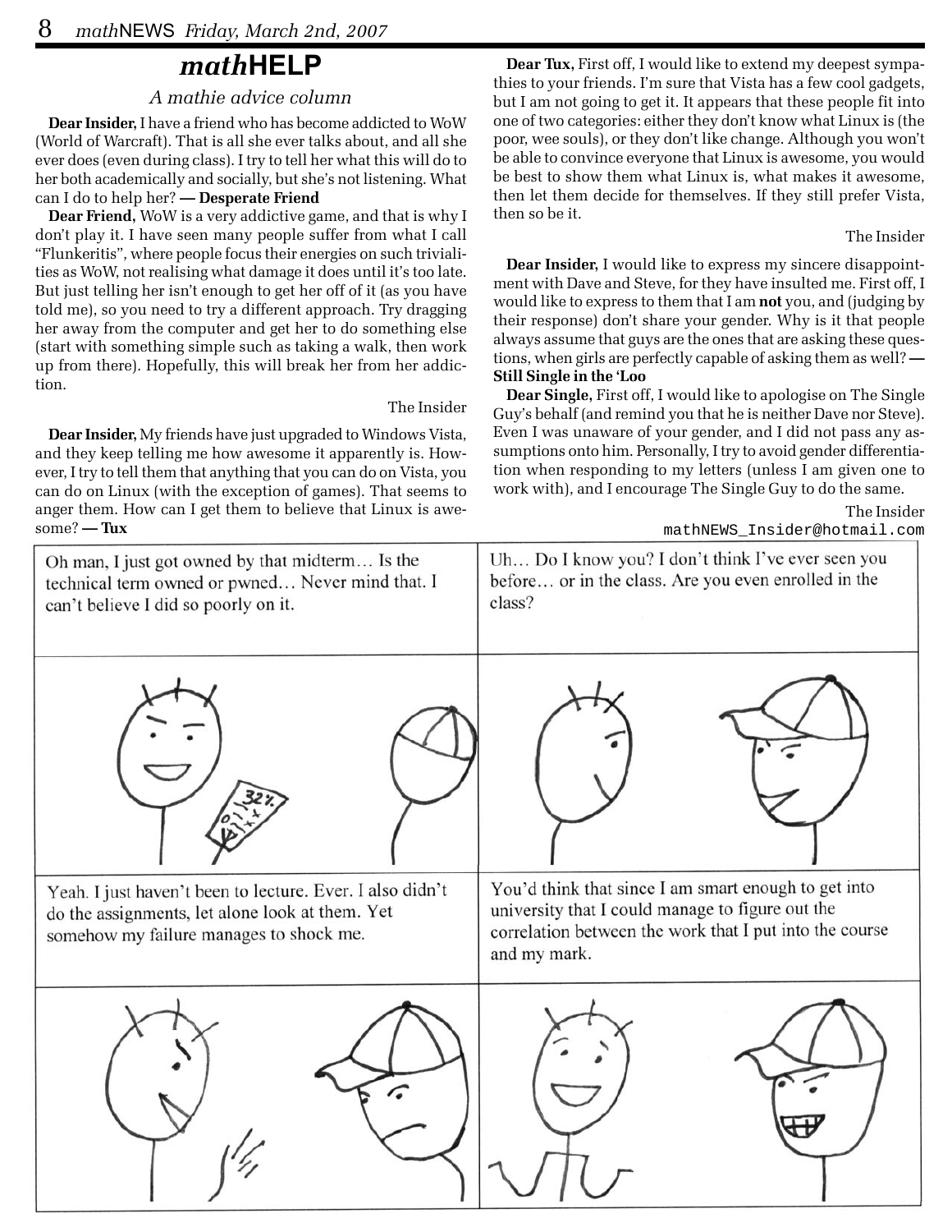# *math*HELP

*A mathie advice column*

**Dear Insider,** I have a friend who has become addicted to WoW (World of Warcraft). That is all she ever talks about, and all she ever does (even during class). I try to tell her what this will do to her both academically and socially, but she's not listening. What can I do to help her? **— Desperate Friend**

**Dear Friend,** WoW is a very addictive game, and that is why I don't play it. I have seen many people suffer from what I call "Flunkeritis", where people focus their energies on such trivialities as WoW, not realising what damage it does until it's too late. But just telling her isn't enough to get her off of it (as you have told me), so you need to try a different approach. Try dragging her away from the computer and get her to do something else (start with something simple such as taking a walk, then work up from there). Hopefully, this will break her from her addiction.

The Insider

**Dear Insider,** My friends have just upgraded to Windows Vista, and they keep telling me how awesome it apparently is. However, I try to tell them that anything that you can do on Vista, you can do on Linux (with the exception of games). That seems to anger them. How can I get them to believe that Linux is awesome? **— Tux**

**Dear Tux,** First off, I would like to extend my deepest sympathies to your friends. I'm sure that Vista has a few cool gadgets, but I am not going to get it. It appears that these people fit into one of two categories: either they don't know what Linux is (the poor, wee souls), or they don't like change. Although you won't be able to convince everyone that Linux is awesome, you would be best to show them what Linux is, what makes it awesome, then let them decide for themselves. If they still prefer Vista, then so be it.

The Insider

**Dear Insider,** I would like to express my sincere disappointment with Dave and Steve, for they have insulted me. First off, I would like to express to them that I am **not** you, and (judging by their response) don't share your gender. Why is it that people always assume that guys are the ones that are asking these questions, when girls are perfectly capable of asking them as well? **— Still Single in the 'Loo**

**Dear Single,** First off, I would like to apologise on The Single Guy's behalf (and remind you that he is neither Dave nor Steve). Even I was unaware of your gender, and I did not pass any assumptions onto him. Personally, I try to avoid gender differentiation when responding to my letters (unless I am given one to work with), and I encourage The Single Guy to do the same.

The Insider
mathNEWS_Insider@hotmail.com

Oh man, I just got owned by that midterm… Is the technical term owned or pwned… Never mind that. I can't believe I did so poorly on it.

Uh… Do I know you? I don't think I've ever seen you before… or in the class. Are you even enrolled in the class?

Yeah. I just haven't been to lecture. Ever. I also didn't do the assignments, let alone look at them. Yet somehow my failure manages to shock me.

You'd think that since I am smart enough to get into university that I could manage to figure out the correlation between the work that I put into the course and my mark.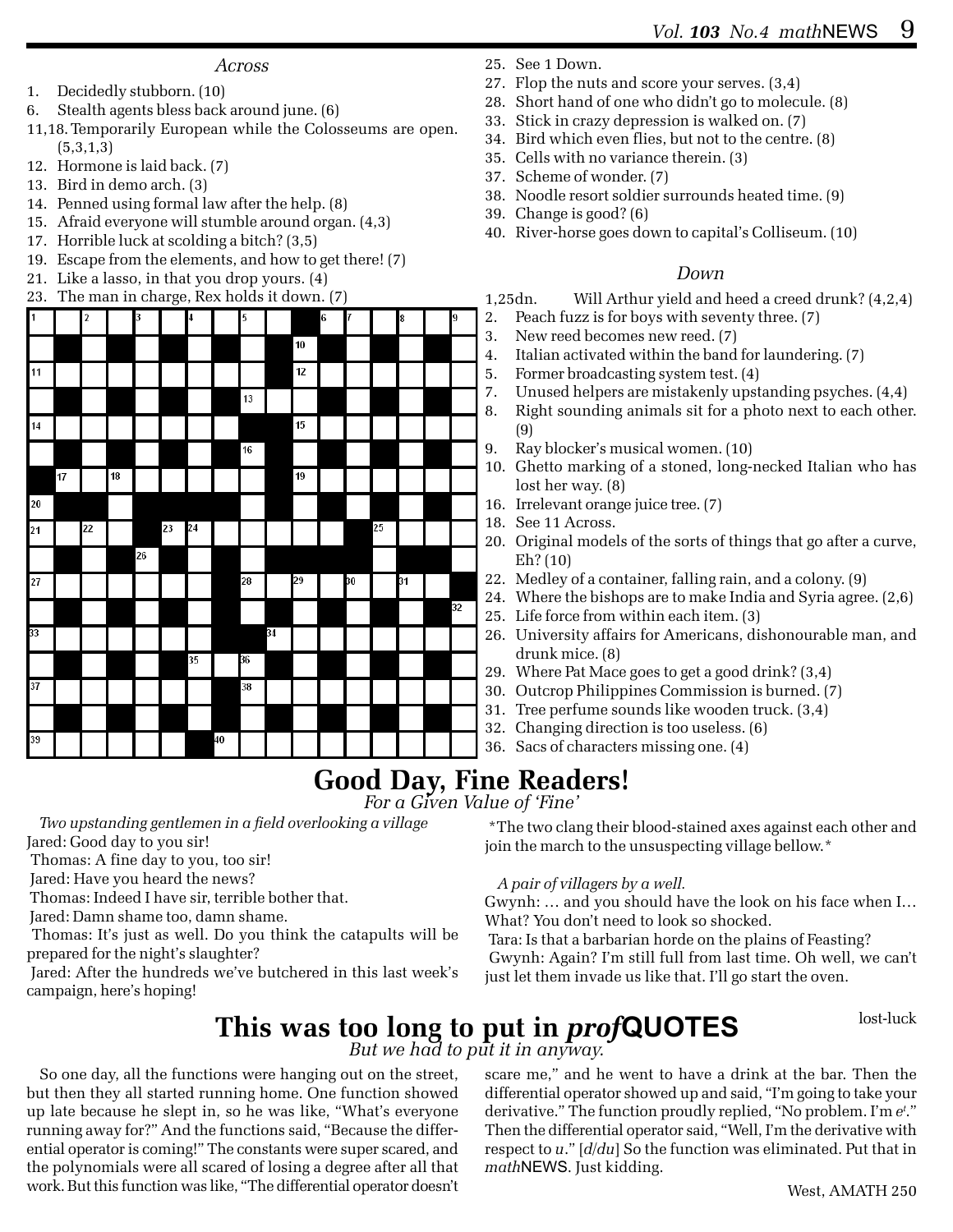### Across

1. Decidedly stubborn. (10)
6. Stealth agents bless back around june. (6)
11,18. Temporarily European while the Colosseums are open. (5,3,1,3)
12. Hormone is laid back. (7)
13. Bird in demo arch. (3)
14. Penned using formal law after the help. (8)
15. Afraid everyone will stumble around organ. (4,3)
17. Horrible luck at scolding a bitch? (3,5)
19. Escape from the elements, and how to get there! (7)
21. Like a lasso, in that you drop yours. (4)
23. The man in charge, Rex holds it down. (7)
25. See 1 Down.
27. Flop the nuts and score your serves. (3,4)
28. Short hand of one who didn't go to molecule. (8)
33. Stick in crazy depression is walked on. (7)
34. Bird which even flies, but not to the centre. (8)
35. Cells with no variance therein. (3)
37. Scheme of wonder. (7)
38. Noodle resort soldier surrounds heated time. (9)
39. Change is good? (6)
40. River-horse goes down to capital's Colliseum. (10)

### Down

1,25dn. Will Arthur yield and heed a creed drunk? (4,2,4)
2. Peach fuzz is for boys with seventy three. (7)
3. New reed becomes new reed. (7)
4. Italian activated within the band for laundering. (7)
5. Former broadcasting system test. (4)
7. Unused helpers are mistakenly upstanding psyches. (4,4)
8. Right sounding animals sit for a photo next to each other. (9)
9. Ray blocker's musical women. (10)
10. Ghetto marking of a stoned, long-necked Italian who has lost her way. (8)
16. Irrelevant orange juice tree. (7)
18. See 11 Across.
20. Original models of the sorts of things that go after a curve, Eh? (10)
22. Medley of a container, falling rain, and a colony. (9)
24. Where the bishops are to make India and Syria agree. (2,6)
25. Life force from within each item. (3)
26. University affairs for Americans, dishonourable man, and drunk mice. (8)
29. Where Pat Mace goes to get a good drink? (3,4)
30. Outcrop Philippines Commission is burned. (7)
31. Tree perfume sounds like wooden truck. (3,4)
32. Changing direction is too useless. (6)
36. Sacs of characters missing one. (4)

# Good Day, Fine Readers!

*For a Given Value of 'Fine'*

*Two upstanding gentlemen in a field overlooking a village*

Jared: Good day to you sir!

Thomas: A fine day to you, too sir!

Jared: Have you heard the news?

Thomas: Indeed I have sir, terrible bother that.

Jared: Damn shame too, damn shame.

Thomas: It's just as well. Do you think the catapults will be prepared for the night's slaughter?

Jared: After the hundreds we've butchered in this last week's campaign, here's hoping!

*The two clang their blood-stained axes against each other and join the march to the unsuspecting village bellow.*

*A pair of villagers by a well.*

Gwynh: … and you should have the look on his face when I… What? You don't need to look so shocked.

Tara: Is that a barbarian horde on the plains of Feasting?

Gwynh: Again? I'm still full from last time. Oh well, we can't just let them invade us like that. I'll go start the oven.

lost-luck

# This was too long to put in *prof*QUOTES

*But we had to put it in anyway.*

So one day, all the functions were hanging out on the street, but then they all started running home. One function showed up late because he slept in, so he was like, "What's everyone running away for?" And the functions said, "Because the differential operator is coming!" The constants were super scared, and the polynomials were all scared of losing a degree after all that work. But this function was like, "The differential operator doesn't scare me," and he went to have a drink at the bar. Then the differential operator showed up and said, "I'm going to take your derivative." The function proudly replied, "No problem. I'm $e^t$." Then the differential operator said, "Well, I'm the derivative with respect to $u$." [$d/du$] So the function was eliminated. Put that in *math*NEWS. Just kidding.

West, AMATH 250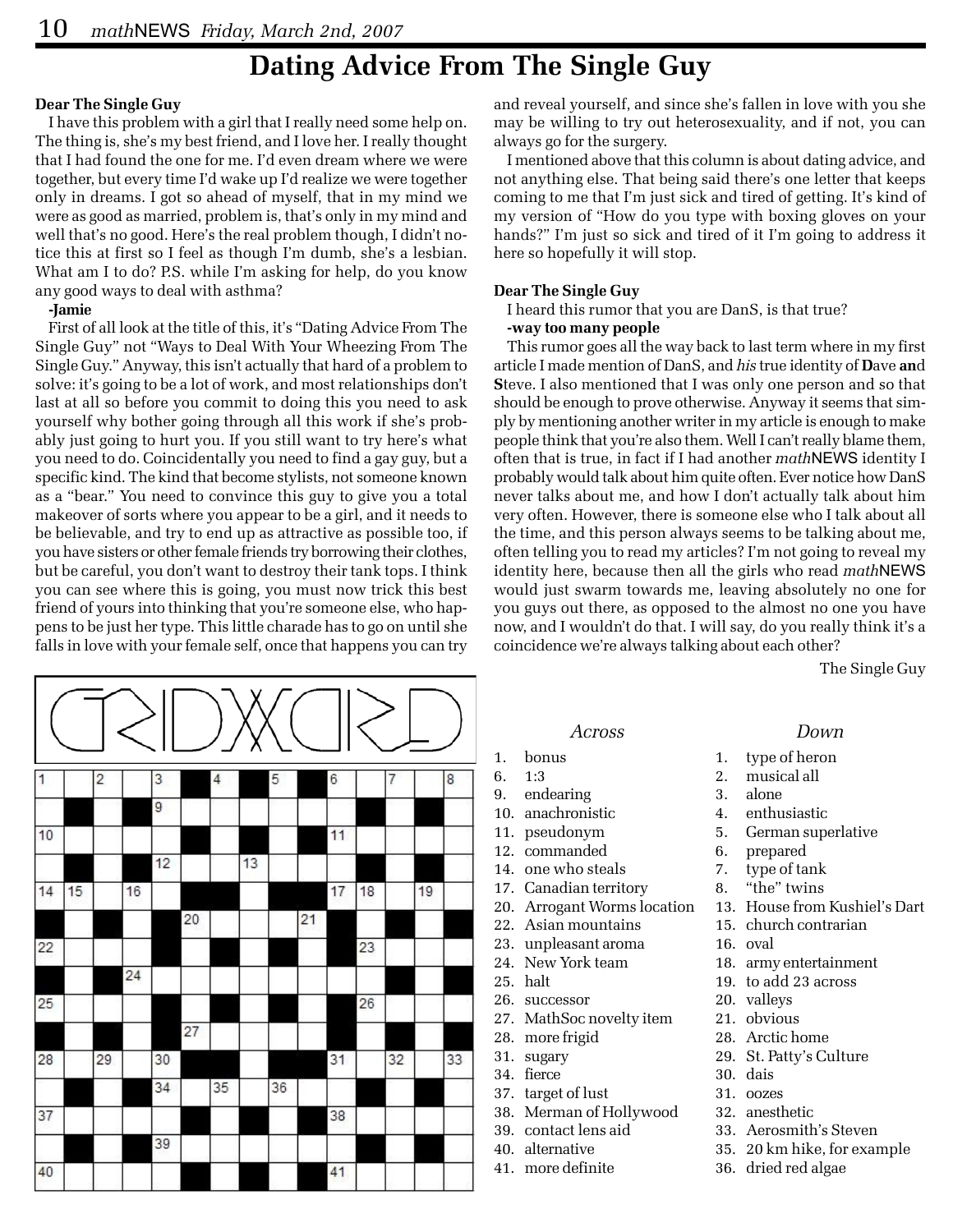# Dating Advice From The Single Guy

**Dear The Single Guy**

I have this problem with a girl that I really need some help on. The thing is, she's my best friend, and I love her. I really thought that I had found the one for me. I'd even dream where we were together, but every time I'd wake up I'd realize we were together only in dreams. I got so ahead of myself, that in my mind we were as good as married, problem is, that's only in my mind and well that's no good. Here's the real problem though, I didn't notice this at first so I feel as though I'm dumb, she's a lesbian. What am I to do? P.S. while I'm asking for help, do you know any good ways to deal with asthma?

**-Jamie**

First of all look at the title of this, it's "Dating Advice From The Single Guy" not "Ways to Deal With Your Wheezing From The Single Guy." Anyway, this isn't actually that hard of a problem to solve: it's going to be a lot of work, and most relationships don't last at all so before you commit to doing this you need to ask yourself why bother going through all this work if she's probably just going to hurt you. If you still want to try here's what you need to do. Coincidentally you need to find a gay guy, but a specific kind. The kind that become stylists, not someone known as a "bear." You need to convince this guy to give you a total makeover of sorts where you appear to be a girl, and it needs to be believable, and try to end up as attractive as possible too, if you have sisters or other female friends try borrowing their clothes, but be careful, you don't want to destroy their tank tops. I think you can see where this is going, you must now trick this best friend of yours into thinking that you're someone else, who happens to be just her type. This little charade has to go on until she falls in love with your female self, once that happens you can try and reveal yourself, and since she's fallen in love with you she may be willing to try out heterosexuality, and if not, you can always go for the surgery.

I mentioned above that this column is about dating advice, and not anything else. That being said there's one letter that keeps coming to me that I'm just sick and tired of getting. It's kind of my version of "How do you type with boxing gloves on your hands?" I'm just so sick and tired of it I'm going to address it here so hopefully it will stop.

**Dear The Single Guy**

I heard this rumor that you are DanS, is that true?

**-way too many people**

This rumor goes all the way back to last term where in my first article I made mention of DanS, and *his* true identity of **D**ave **an**d **S**teve. I also mentioned that I was only one person and so that should be enough to prove otherwise. Anyway it seems that simply by mentioning another writer in my article is enough to make people think that you're also them. Well I can't really blame them, often that is true, in fact if I had another *math*NEWS identity I probably would talk about him quite often. Ever notice how DanS never talks about me, and how I don't actually talk about him very often. However, there is someone else who I talk about all the time, and this person always seems to be talking about me, often telling you to read my articles? I'm not going to reveal my identity here, because then all the girls who read *math*NEWS would just swarm towards me, leaving absolutely no one for you guys out there, as opposed to the almost no one you have now, and I wouldn't do that. I will say, do you really think it's a coincidence we're always talking about each other?

The Single Guy

# GRIDWORD

*Across*

1. bonus
6. 1:3
9. endearing
10. anachronistic
11. pseudonym
12. commanded
14. one who steals
17. Canadian territory
20. Arrogant Worms location
22. Asian mountains
23. unpleasant aroma
24. New York team
25. halt
26. successor
27. MathSoc novelty item
28. more frigid
31. sugary
34. fierce
37. target of lust
38. Merman of Hollywood
39. contact lens aid
40. alternative
41. more definite

*Down*

1. type of heron
2. musical all
3. alone
4. enthusiastic
5. German superlative
6. prepared
7. type of tank
8. "the" twins
13. House from Kushiel's Dart
15. church contrarian
16. oval
18. army entertainment
19. to add 23 across
20. valleys
21. obvious
28. Arctic home
29. St. Patty's Culture
30. dais
31. oozes
32. anesthetic
33. Aerosmith's Steven
35. 20 km hike, for example
36. dried red algae